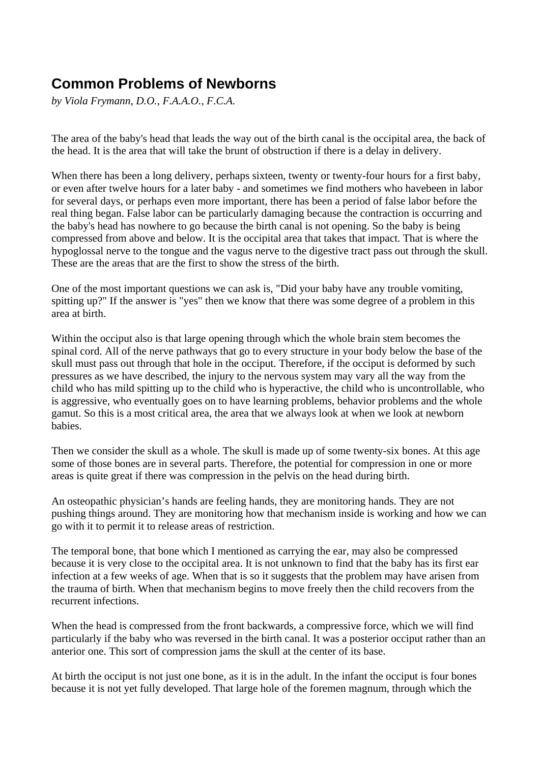# Common Problems of Newborns

*by Viola Frymann, D.O., F.A.A.O., F.C.A.*

The area of the baby's head that leads the way out of the birth canal is the occipital area, the back of the head. It is the area that will take the brunt of obstruction if there is a delay in delivery.

When there has been a long delivery, perhaps sixteen, twenty or twenty-four hours for a first baby, or even after twelve hours for a later baby - and sometimes we find mothers who havebeen in labor for several days, or perhaps even more important, there has been a period of false labor before the real thing began. False labor can be particularly damaging because the contraction is occurring and the baby's head has nowhere to go because the birth canal is not opening. So the baby is being compressed from above and below. It is the occipital area that takes that impact. That is where the hypoglossal nerve to the tongue and the vagus nerve to the digestive tract pass out through the skull. These are the areas that are the first to show the stress of the birth.

One of the most important questions we can ask is, "Did your baby have any trouble vomiting, spitting up?" If the answer is "yes" then we know that there was some degree of a problem in this area at birth.

Within the occiput also is that large opening through which the whole brain stem becomes the spinal cord. All of the nerve pathways that go to every structure in your body below the base of the skull must pass out through that hole in the occiput. Therefore, if the occiput is deformed by such pressures as we have described, the injury to the nervous system may vary all the way from the child who has mild spitting up up to the child who is hyperactive, the child who is uncontrollable, who is aggressive, who eventually goes on to have learning problems, behavior problems and the whole gamut. So this is a most critical area, the area that we always look at when we look at newborn babies.

Then we consider the skull as a whole. The skull is made up of some twenty-six bones. At this age some of those bones are in several parts. Therefore, the potential for compression in one or more areas is quite great if there was compression in the pelvis on the head during birth.

An osteopathic physician's hands are feeling hands, they are monitoring hands. They are not pushing things around. They are monitoring how that mechanism inside is working and how we can go with it to permit it to release areas of restriction.

The temporal bone, that bone which I mentioned as carrying the ear, may also be compressed because it is very close to the occipital area. It is not unknown to find that the baby has its first ear infection at a few weeks of age. When that is so it suggests that the problem may have arisen from the trauma of birth. When that mechanism begins to move freely then the child recovers from the recurrent infections.

When the head is compressed from the front backwards, a compressive force, which we will find particularly if the baby who was reversed in the birth canal. It was a posterior occiput rather than an anterior one. This sort of compression jams the skull at the center of its base.

At birth the occiput is not just one bone, as it is in the adult. In the infant the occiput is four bones because it is not yet fully developed. That large hole of the foremen magnum, through which the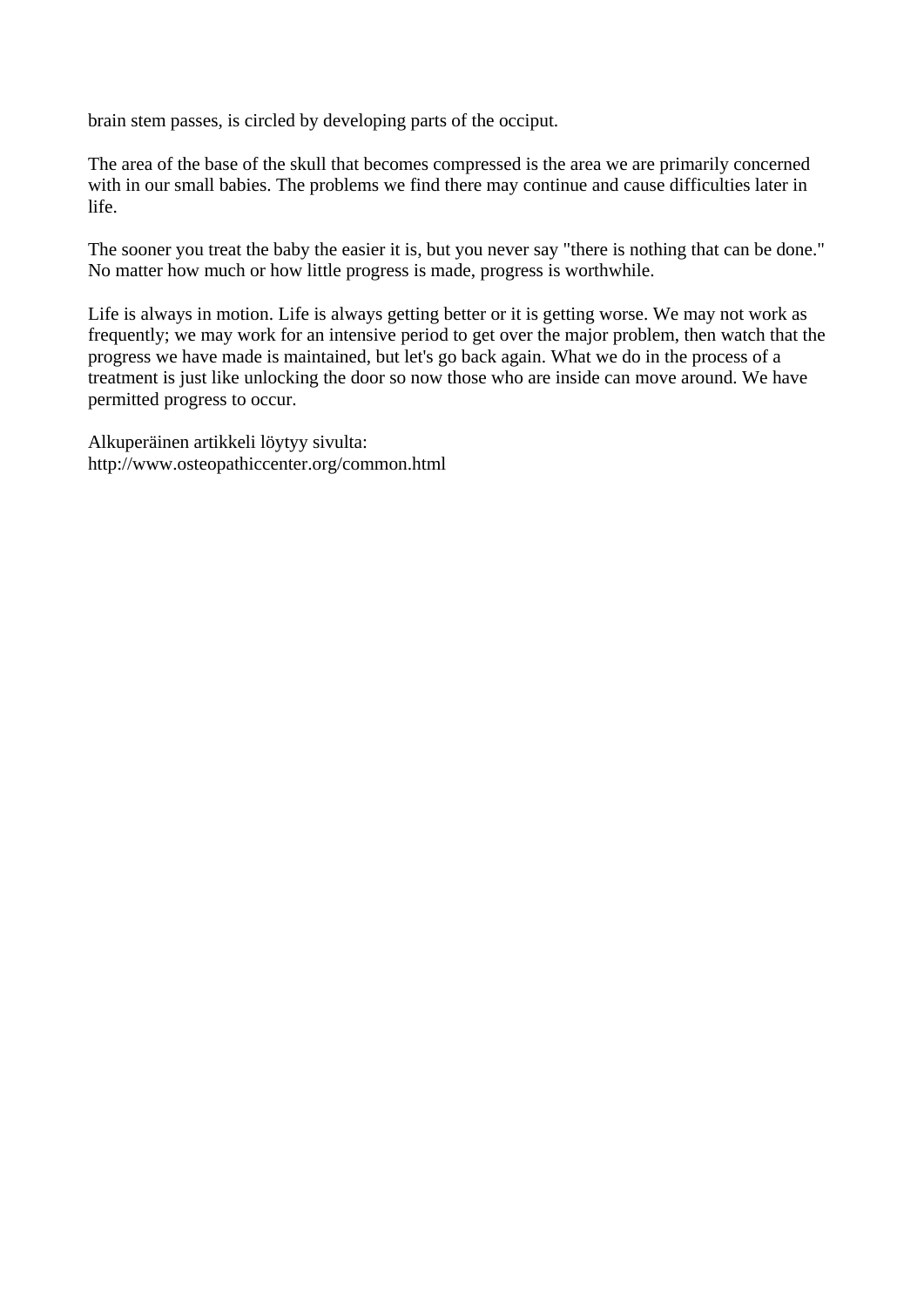brain stem passes, is circled by developing parts of the occiput.

The area of the base of the skull that becomes compressed is the area we are primarily concerned with in our small babies. The problems we find there may continue and cause difficulties later in life.

The sooner you treat the baby the easier it is, but you never say "there is nothing that can be done." No matter how much or how little progress is made, progress is worthwhile.

Life is always in motion. Life is always getting better or it is getting worse. We may not work as frequently; we may work for an intensive period to get over the major problem, then watch that the progress we have made is maintained, but let's go back again. What we do in the process of a treatment is just like unlocking the door so now those who are inside can move around. We have permitted progress to occur.

Alkuperäinen artikkeli löytyy sivulta:
http://www.osteopathiccenter.org/common.html